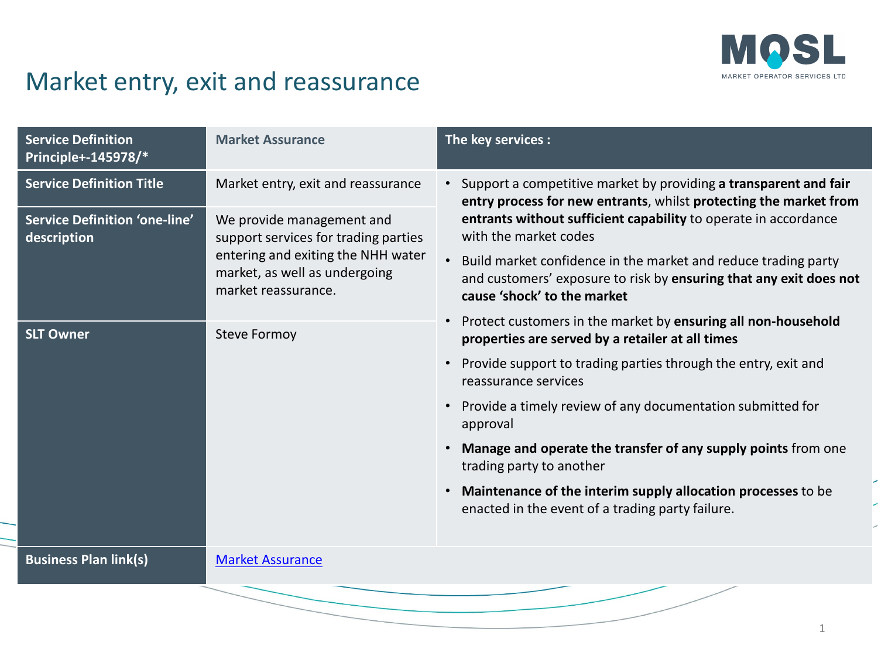# Market entry, exit and reassurance

| Service Definition Principle+-145978/* | Market Assurance | The key services : |
|---|---|---|
| Service Definition Title | Market entry, exit and reassurance | • Support a competitive market by providing **a transparent and fair entry process for new entrants**, whilst **protecting the market from entrants without sufficient capability** to operate in accordance with the market codes<br>• Build market confidence in the market and reduce trading party and customers' exposure to risk by **ensuring that any exit does not cause 'shock' to the market**<br>• Protect customers in the market by **ensuring all non-household properties are served by a retailer at all times**<br>• Provide support to trading parties through the entry, exit and reassurance services<br>• Provide a timely review of any documentation submitted for approval<br>• **Manage and operate the transfer of any supply points** from one trading party to another<br>• **Maintenance of the interim supply allocation processes** to be enacted in the event of a trading party failure. |
| Service Definition 'one-line' description | We provide management and support services for trading parties entering and exiting the NHH water market, as well as undergoing market reassurance. | |
| SLT Owner | Steve Formoy | |
| Business Plan link(s) | Market Assurance | |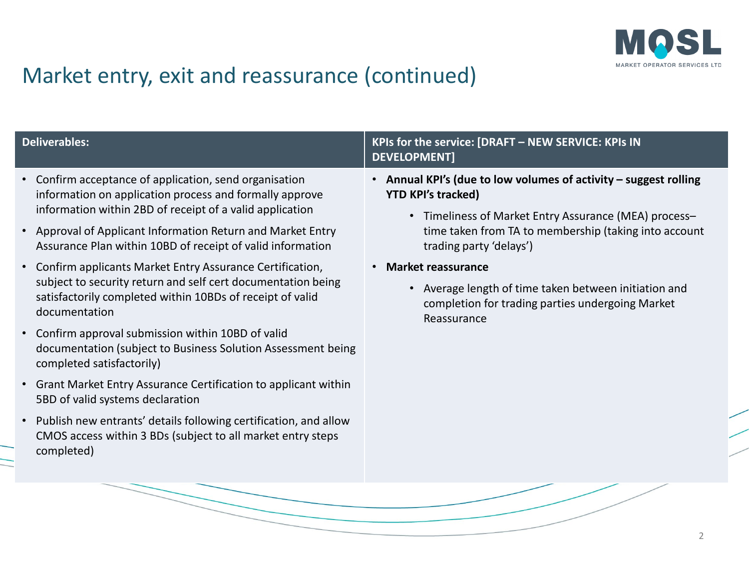# Market entry, exit and reassurance (continued)

| Deliverables: | KPIs for the service: [DRAFT – NEW SERVICE: KPIs IN DEVELOPMENT] |
|---|---|
| • Confirm acceptance of application, send organisation information on application process and formally approve information within 2BD of receipt of a valid application<br>• Approval of Applicant Information Return and Market Entry Assurance Plan within 10BD of receipt of valid information<br>• Confirm applicants Market Entry Assurance Certification, subject to security return and self cert documentation being satisfactorily completed within 10BDs of receipt of valid documentation<br>• Confirm approval submission within 10BD of valid documentation (subject to Business Solution Assessment being completed satisfactorily)<br>• Grant Market Entry Assurance Certification to applicant within 5BD of valid systems declaration<br>• Publish new entrants' details following certification, and allow CMOS access within 3 BDs (subject to all market entry steps completed) | • **Annual KPI's (due to low volumes of activity – suggest rolling YTD KPI's tracked)**<br>&nbsp;&nbsp;&nbsp;&nbsp;• Timeliness of Market Entry Assurance (MEA) process– time taken from TA to membership (taking into account trading party 'delays')<br>• **Market reassurance**<br>&nbsp;&nbsp;&nbsp;&nbsp;• Average length of time taken between initiation and completion for trading parties undergoing Market Reassurance |